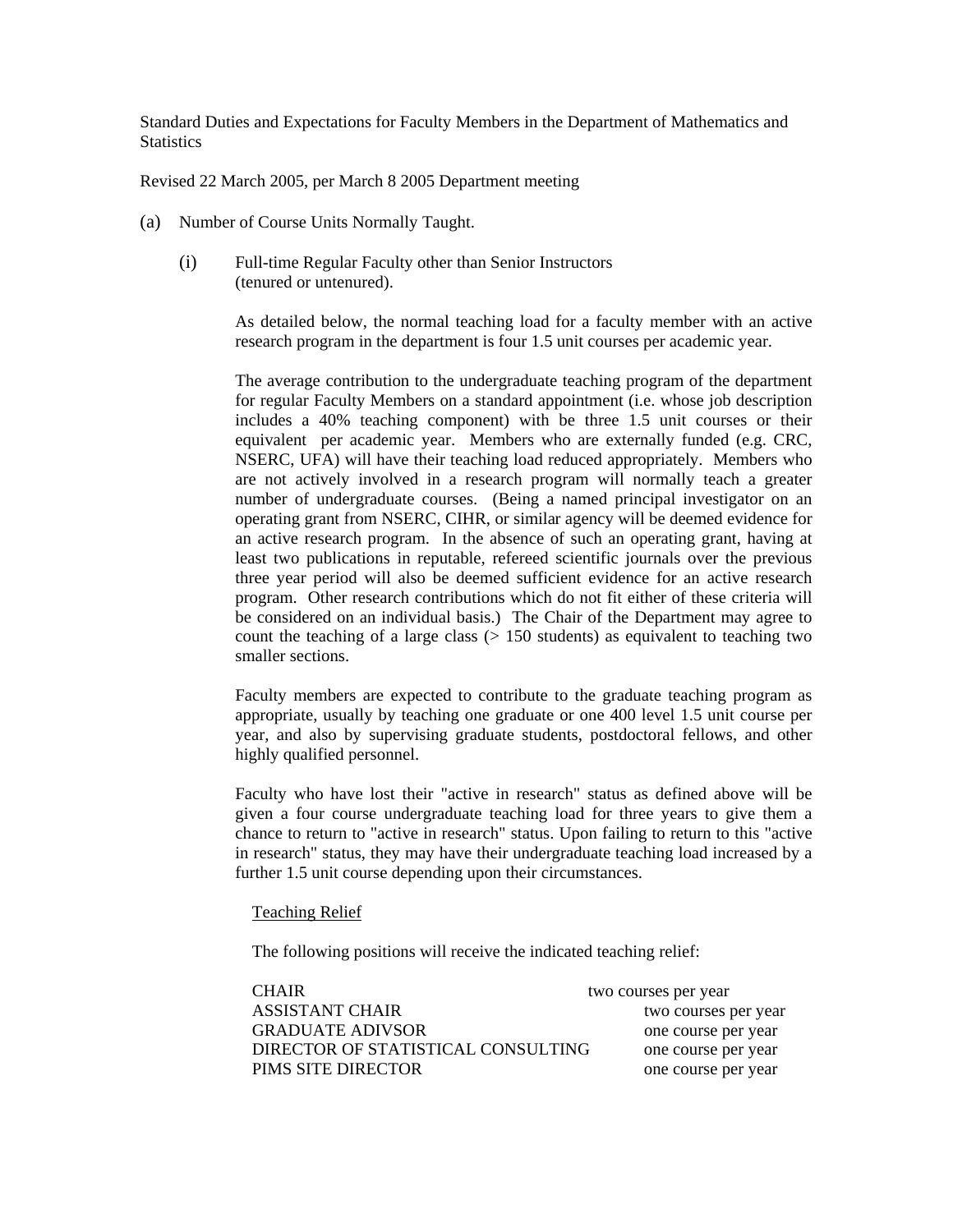Standard Duties and Expectations for Faculty Members in the Department of Mathematics and Statistics

Revised 22 March 2005, per March 8 2005 Department meeting

(a) Number of Course Units Normally Taught.

(i) Full-time Regular Faculty other than Senior Instructors (tenured or untenured).

As detailed below, the normal teaching load for a faculty member with an active research program in the department is four 1.5 unit courses per academic year.

The average contribution to the undergraduate teaching program of the department for regular Faculty Members on a standard appointment (i.e. whose job description includes a 40% teaching component) with be three 1.5 unit courses or their equivalent per academic year. Members who are externally funded (e.g. CRC, NSERC, UFA) will have their teaching load reduced appropriately. Members who are not actively involved in a research program will normally teach a greater number of undergraduate courses. (Being a named principal investigator on an operating grant from NSERC, CIHR, or similar agency will be deemed evidence for an active research program. In the absence of such an operating grant, having at least two publications in reputable, refereed scientific journals over the previous three year period will also be deemed sufficient evidence for an active research program. Other research contributions which do not fit either of these criteria will be considered on an individual basis.) The Chair of the Department may agree to count the teaching of a large class (> 150 students) as equivalent to teaching two smaller sections.

Faculty members are expected to contribute to the graduate teaching program as appropriate, usually by teaching one graduate or one 400 level 1.5 unit course per year, and also by supervising graduate students, postdoctoral fellows, and other highly qualified personnel.

Faculty who have lost their "active in research" status as defined above will be given a four course undergraduate teaching load for three years to give them a chance to return to "active in research" status. Upon failing to return to this "active in research" status, they may have their undergraduate teaching load increased by a further 1.5 unit course depending upon their circumstances.

Teaching Relief

The following positions will receive the indicated teaching relief:

| | |
|---|---|
| CHAIR | two courses per year |
| ASSISTANT CHAIR | two courses per year |
| GRADUATE ADIVSOR | one course per year |
| DIRECTOR OF STATISTICAL CONSULTING | one course per year |
| PIMS SITE DIRECTOR | one course per year |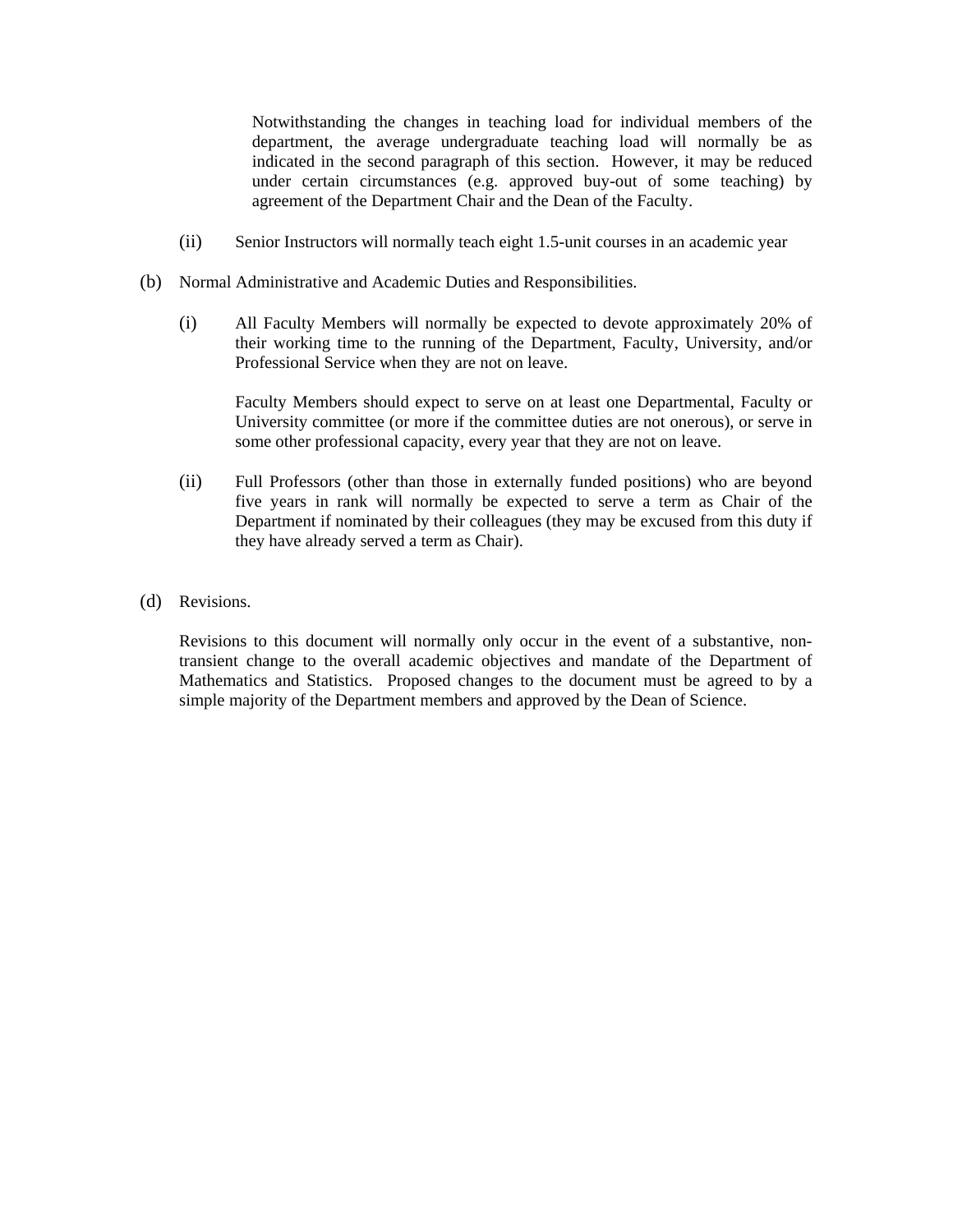Notwithstanding the changes in teaching load for individual members of the department, the average undergraduate teaching load will normally be as indicated in the second paragraph of this section. However, it may be reduced under certain circumstances (e.g. approved buy-out of some teaching) by agreement of the Department Chair and the Dean of the Faculty.

(ii) Senior Instructors will normally teach eight 1.5-unit courses in an academic year

(b) Normal Administrative and Academic Duties and Responsibilities.

(i) All Faculty Members will normally be expected to devote approximately 20% of their working time to the running of the Department, Faculty, University, and/or Professional Service when they are not on leave.

Faculty Members should expect to serve on at least one Departmental, Faculty or University committee (or more if the committee duties are not onerous), or serve in some other professional capacity, every year that they are not on leave.

(ii) Full Professors (other than those in externally funded positions) who are beyond five years in rank will normally be expected to serve a term as Chair of the Department if nominated by their colleagues (they may be excused from this duty if they have already served a term as Chair).

(d) Revisions.

Revisions to this document will normally only occur in the event of a substantive, non-transient change to the overall academic objectives and mandate of the Department of Mathematics and Statistics. Proposed changes to the document must be agreed to by a simple majority of the Department members and approved by the Dean of Science.